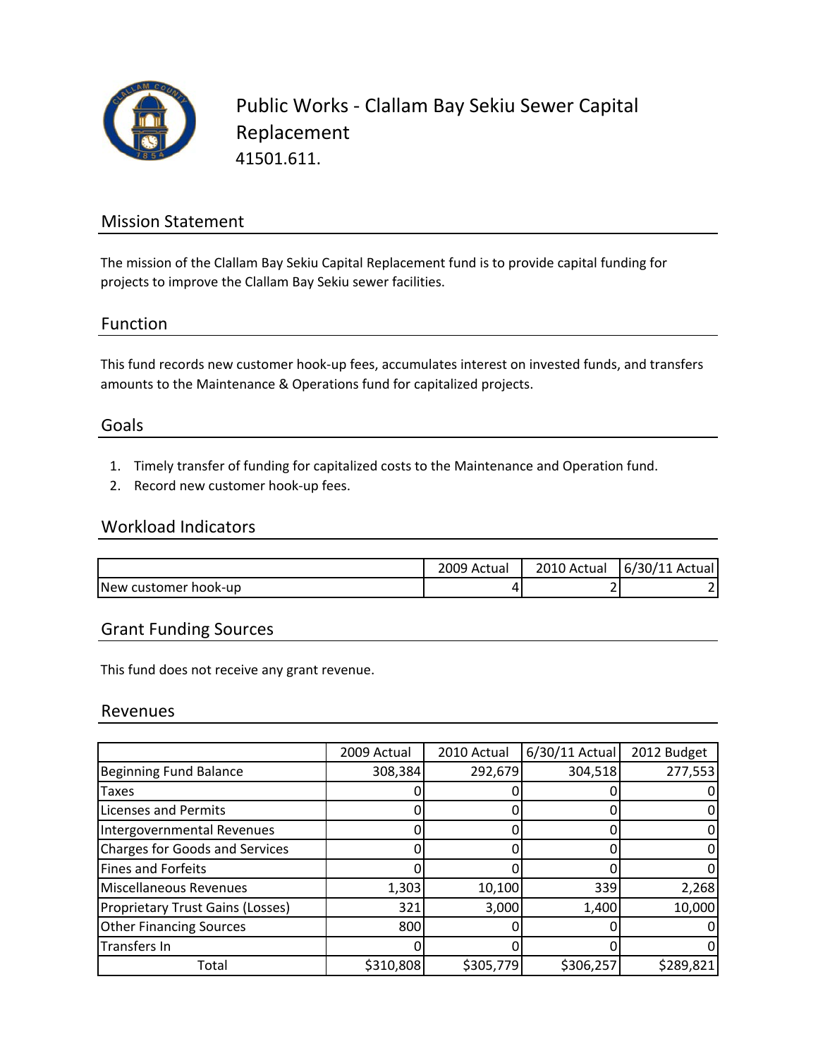# Public Works - Clallam Bay Sekiu Sewer Capital Replacement

41501.611.

## Mission Statement

The mission of the Clallam Bay Sekiu Capital Replacement fund is to provide capital funding for projects to improve the Clallam Bay Sekiu sewer facilities.

## Function

This fund records new customer hook-up fees, accumulates interest on invested funds, and transfers amounts to the Maintenance & Operations fund for capitalized projects.

## Goals

1. Timely transfer of funding for capitalized costs to the Maintenance and Operation fund.
2. Record new customer hook-up fees.

## Workload Indicators

| | 2009 Actual | 2010 Actual | 6/30/11 Actual |
|---|---|---|---|
| New customer hook-up | 4 | 2 | 2 |

## Grant Funding Sources

This fund does not receive any grant revenue.

## Revenues

| | 2009 Actual | 2010 Actual | 6/30/11 Actual | 2012 Budget |
|---|---|---|---|---|
| Beginning Fund Balance | 308,384 | 292,679 | 304,518 | 277,553 |
| Taxes | 0 | 0 | 0 | 0 |
| Licenses and Permits | 0 | 0 | 0 | 0 |
| Intergovernmental Revenues | 0 | 0 | 0 | 0 |
| Charges for Goods and Services | 0 | 0 | 0 | 0 |
| Fines and Forfeits | 0 | 0 | 0 | 0 |
| Miscellaneous Revenues | 1,303 | 10,100 | 339 | 2,268 |
| Proprietary Trust Gains (Losses) | 321 | 3,000 | 1,400 | 10,000 |
| Other Financing Sources | 800 | 0 | 0 | 0 |
| Transfers In | 0 | 0 | 0 | 0 |
| Total | $310,808 | $305,779 | $306,257 | $289,821 |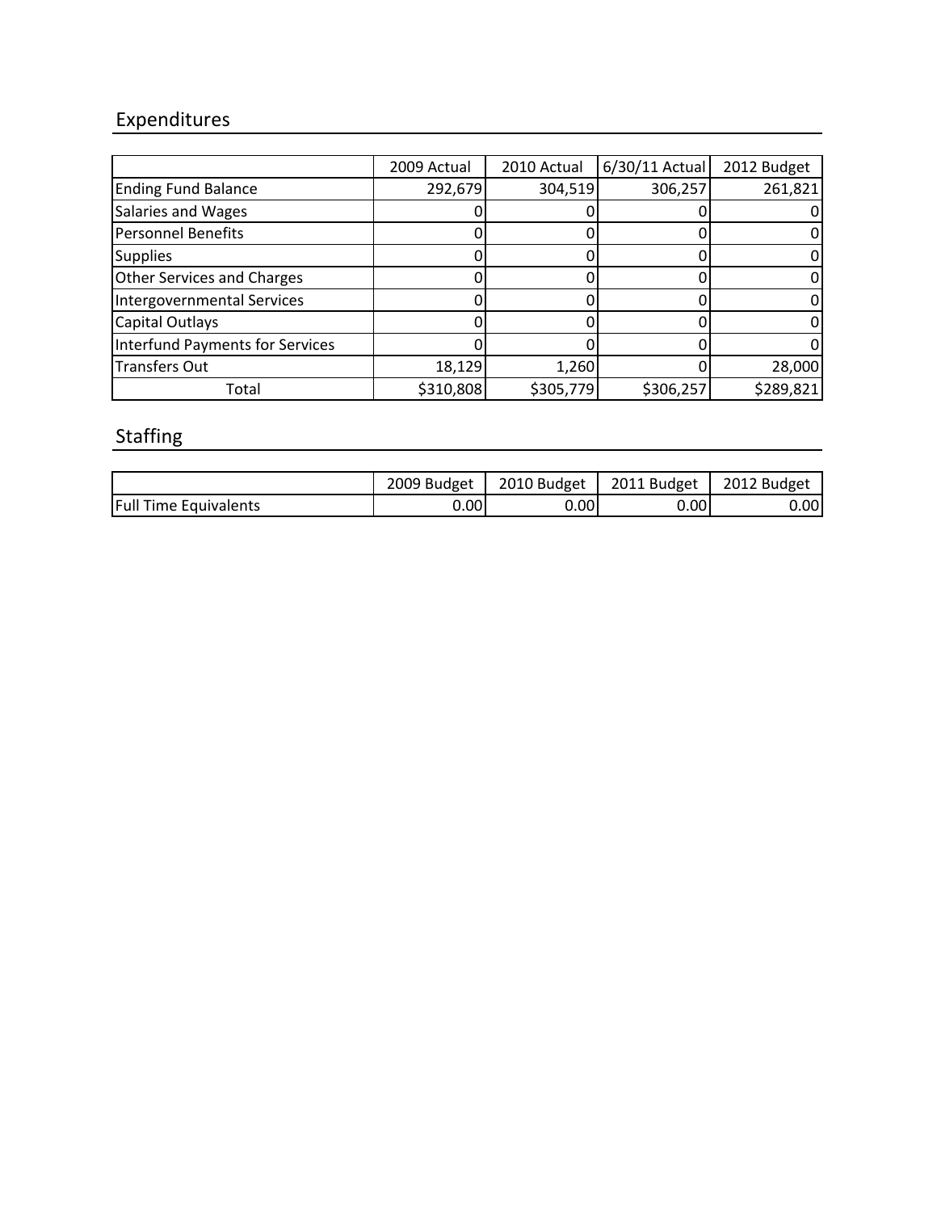## Expenditures

| | 2009 Actual | 2010 Actual | 6/30/11 Actual | 2012 Budget |
|---|---|---|---|---|
| Ending Fund Balance | 292,679 | 304,519 | 306,257 | 261,821 |
| Salaries and Wages | 0 | 0 | 0 | 0 |
| Personnel Benefits | 0 | 0 | 0 | 0 |
| Supplies | 0 | 0 | 0 | 0 |
| Other Services and Charges | 0 | 0 | 0 | 0 |
| Intergovernmental Services | 0 | 0 | 0 | 0 |
| Capital Outlays | 0 | 0 | 0 | 0 |
| Interfund Payments for Services | 0 | 0 | 0 | 0 |
| Transfers Out | 18,129 | 1,260 | 0 | 28,000 |
| Total | $310,808 | $305,779 | $306,257 | $289,821 |

## Staffing

| | 2009 Budget | 2010 Budget | 2011 Budget | 2012 Budget |
|---|---|---|---|---|
| Full Time Equivalents | 0.00 | 0.00 | 0.00 | 0.00 |